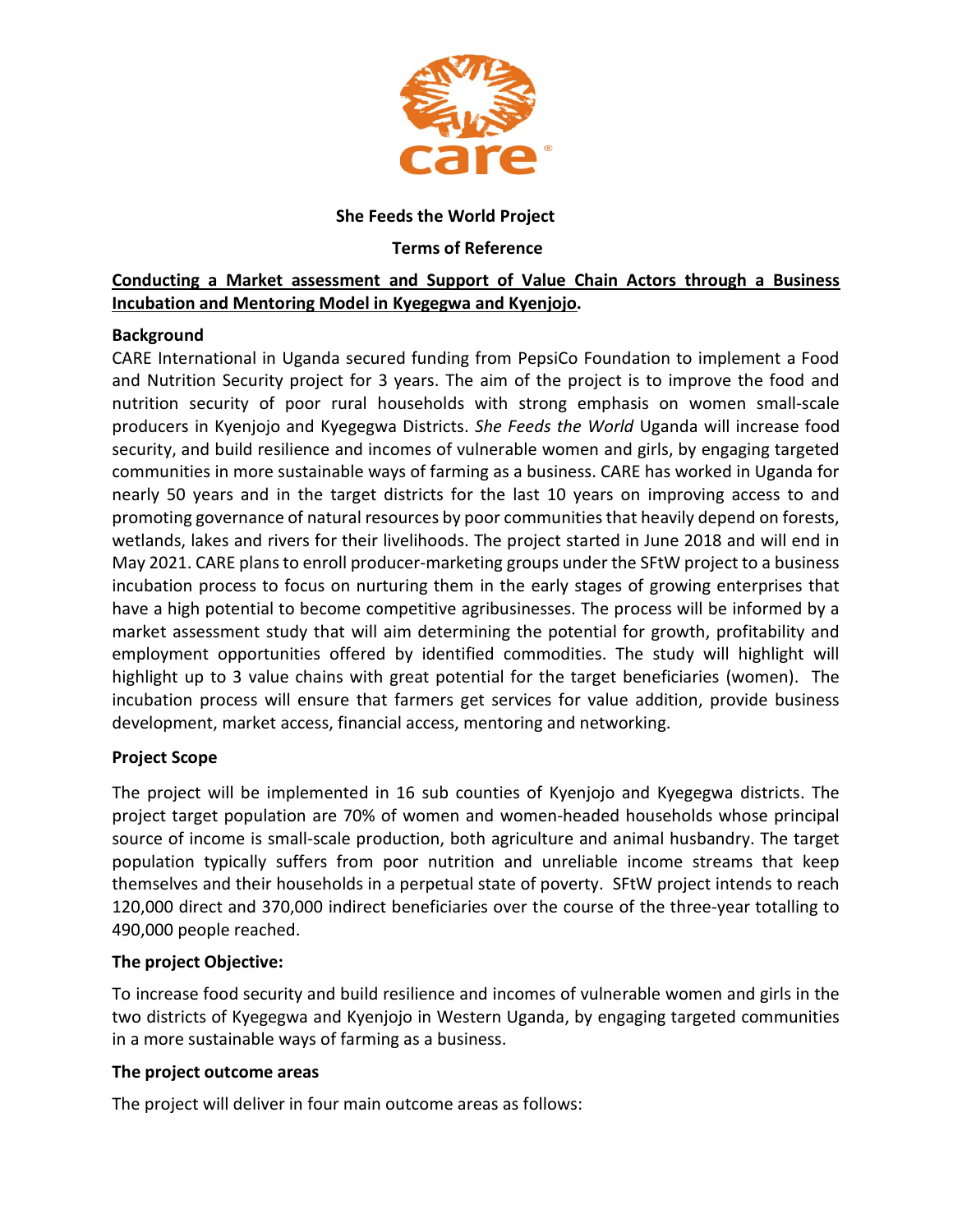**She Feeds the World Project**

**Terms of Reference**

**Conducting a Market assessment and Support of Value Chain Actors through a Business Incubation and Mentoring Model in Kyegegwa and Kyenjojo.**

## Background

CARE International in Uganda secured funding from PepsiCo Foundation to implement a Food and Nutrition Security project for 3 years. The aim of the project is to improve the food and nutrition security of poor rural households with strong emphasis on women small-scale producers in Kyenjojo and Kyegegwa Districts. *She Feeds the World* Uganda will increase food security, and build resilience and incomes of vulnerable women and girls, by engaging targeted communities in more sustainable ways of farming as a business. CARE has worked in Uganda for nearly 50 years and in the target districts for the last 10 years on improving access to and promoting governance of natural resources by poor communities that heavily depend on forests, wetlands, lakes and rivers for their livelihoods. The project started in June 2018 and will end in May 2021. CARE plans to enroll producer-marketing groups under the SFtW project to a business incubation process to focus on nurturing them in the early stages of growing enterprises that have a high potential to become competitive agribusinesses. The process will be informed by a market assessment study that will aim determining the potential for growth, profitability and employment opportunities offered by identified commodities. The study will highlight will highlight up to 3 value chains with great potential for the target beneficiaries (women). The incubation process will ensure that farmers get services for value addition, provide business development, market access, financial access, mentoring and networking.

## Project Scope

The project will be implemented in 16 sub counties of Kyenjojo and Kyegegwa districts. The project target population are 70% of women and women-headed households whose principal source of income is small-scale production, both agriculture and animal husbandry. The target population typically suffers from poor nutrition and unreliable income streams that keep themselves and their households in a perpetual state of poverty. SFtW project intends to reach 120,000 direct and 370,000 indirect beneficiaries over the course of the three-year totalling to 490,000 people reached.

## The project Objective:

To increase food security and build resilience and incomes of vulnerable women and girls in the two districts of Kyegegwa and Kyenjojo in Western Uganda, by engaging targeted communities in a more sustainable ways of farming as a business.

## The project outcome areas

The project will deliver in four main outcome areas as follows: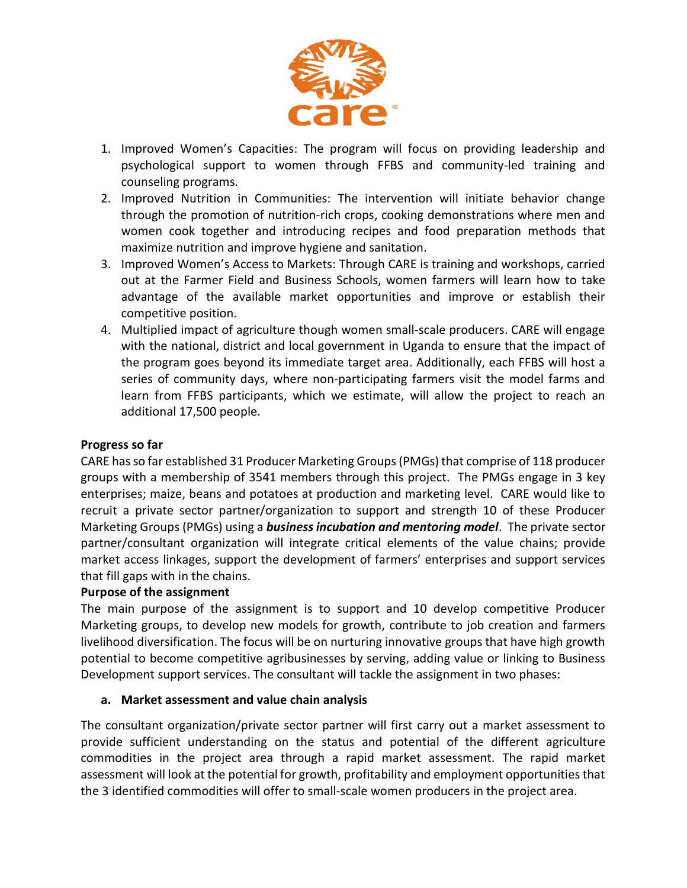1. Improved Women's Capacities: The program will focus on providing leadership and psychological support to women through FFBS and community-led training and counseling programs.
2. Improved Nutrition in Communities: The intervention will initiate behavior change through the promotion of nutrition-rich crops, cooking demonstrations where men and women cook together and introducing recipes and food preparation methods that maximize nutrition and improve hygiene and sanitation.
3. Improved Women's Access to Markets: Through CARE is training and workshops, carried out at the Farmer Field and Business Schools, women farmers will learn how to take advantage of the available market opportunities and improve or establish their competitive position.
4. Multiplied impact of agriculture though women small-scale producers. CARE will engage with the national, district and local government in Uganda to ensure that the impact of the program goes beyond its immediate target area. Additionally, each FFBS will host a series of community days, where non-participating farmers visit the model farms and learn from FFBS participants, which we estimate, will allow the project to reach an additional 17,500 people.

**Progress so far**

CARE has so far established 31 Producer Marketing Groups (PMGs) that comprise of 118 producer groups with a membership of 3541 members through this project. The PMGs engage in 3 key enterprises; maize, beans and potatoes at production and marketing level. CARE would like to recruit a private sector partner/organization to support and strength 10 of these Producer Marketing Groups (PMGs) using a ***business incubation and mentoring model***. The private sector partner/consultant organization will integrate critical elements of the value chains; provide market access linkages, support the development of farmers' enterprises and support services that fill gaps with in the chains.

**Purpose of the assignment**

The main purpose of the assignment is to support and 10 develop competitive Producer Marketing groups, to develop new models for growth, contribute to job creation and farmers livelihood diversification. The focus will be on nurturing innovative groups that have high growth potential to become competitive agribusinesses by serving, adding value or linking to Business Development support services. The consultant will tackle the assignment in two phases:

**a. Market assessment and value chain analysis**

The consultant organization/private sector partner will first carry out a market assessment to provide sufficient understanding on the status and potential of the different agriculture commodities in the project area through a rapid market assessment. The rapid market assessment will look at the potential for growth, profitability and employment opportunities that the 3 identified commodities will offer to small-scale women producers in the project area.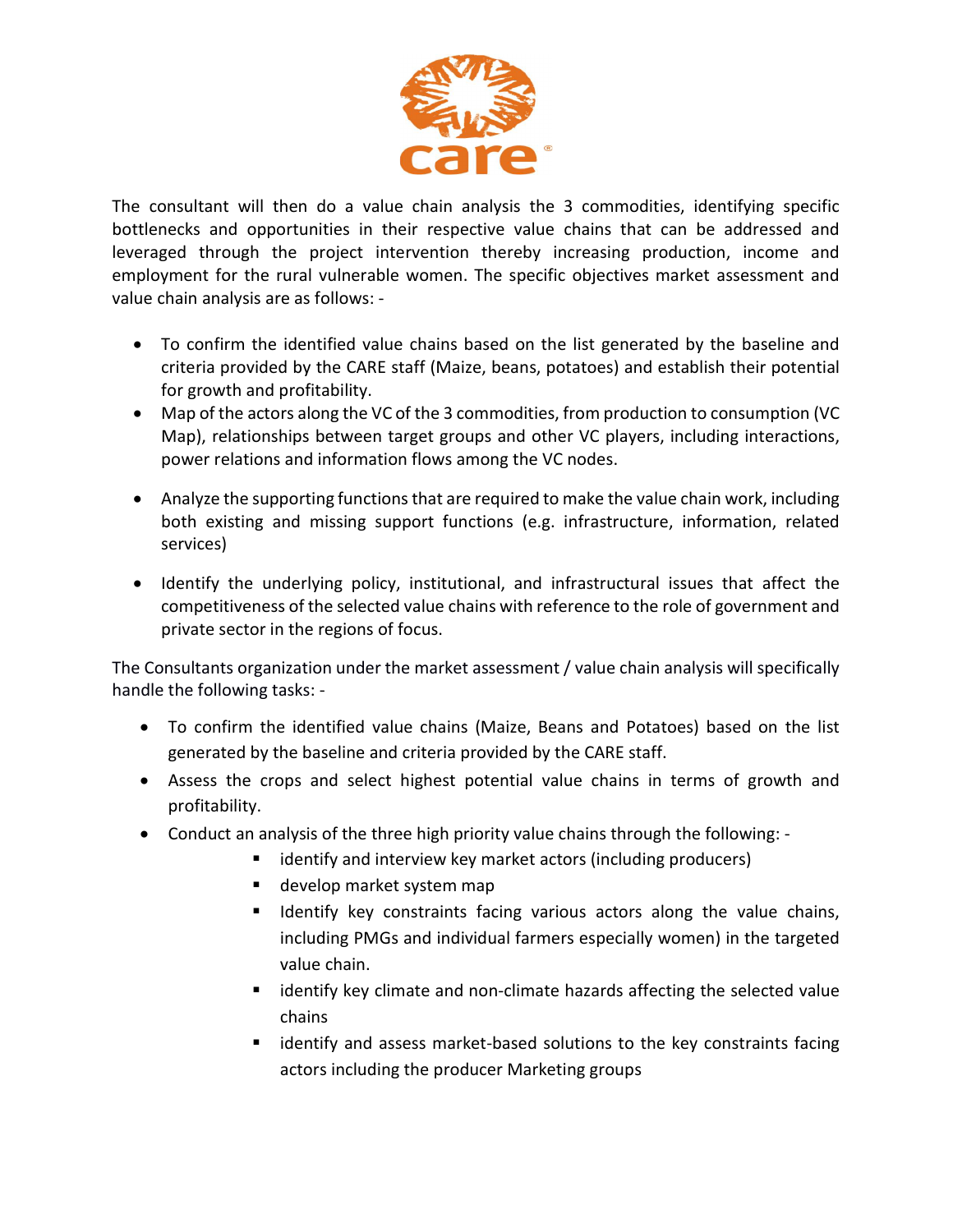The consultant will then do a value chain analysis the 3 commodities, identifying specific bottlenecks and opportunities in their respective value chains that can be addressed and leveraged through the project intervention thereby increasing production, income and employment for the rural vulnerable women. The specific objectives market assessment and value chain analysis are as follows: -

- To confirm the identified value chains based on the list generated by the baseline and criteria provided by the CARE staff (Maize, beans, potatoes) and establish their potential for growth and profitability.
- Map of the actors along the VC of the 3 commodities, from production to consumption (VC Map), relationships between target groups and other VC players, including interactions, power relations and information flows among the VC nodes.
- Analyze the supporting functions that are required to make the value chain work, including both existing and missing support functions (e.g. infrastructure, information, related services)
- Identify the underlying policy, institutional, and infrastructural issues that affect the competitiveness of the selected value chains with reference to the role of government and private sector in the regions of focus.

The Consultants organization under the market assessment / value chain analysis will specifically handle the following tasks: -

- To confirm the identified value chains (Maize, Beans and Potatoes) based on the list generated by the baseline and criteria provided by the CARE staff.
- Assess the crops and select highest potential value chains in terms of growth and profitability.
- Conduct an analysis of the three high priority value chains through the following: -
  - identify and interview key market actors (including producers)
  - develop market system map
  - Identify key constraints facing various actors along the value chains, including PMGs and individual farmers especially women) in the targeted value chain.
  - identify key climate and non-climate hazards affecting the selected value chains
  - identify and assess market-based solutions to the key constraints facing actors including the producer Marketing groups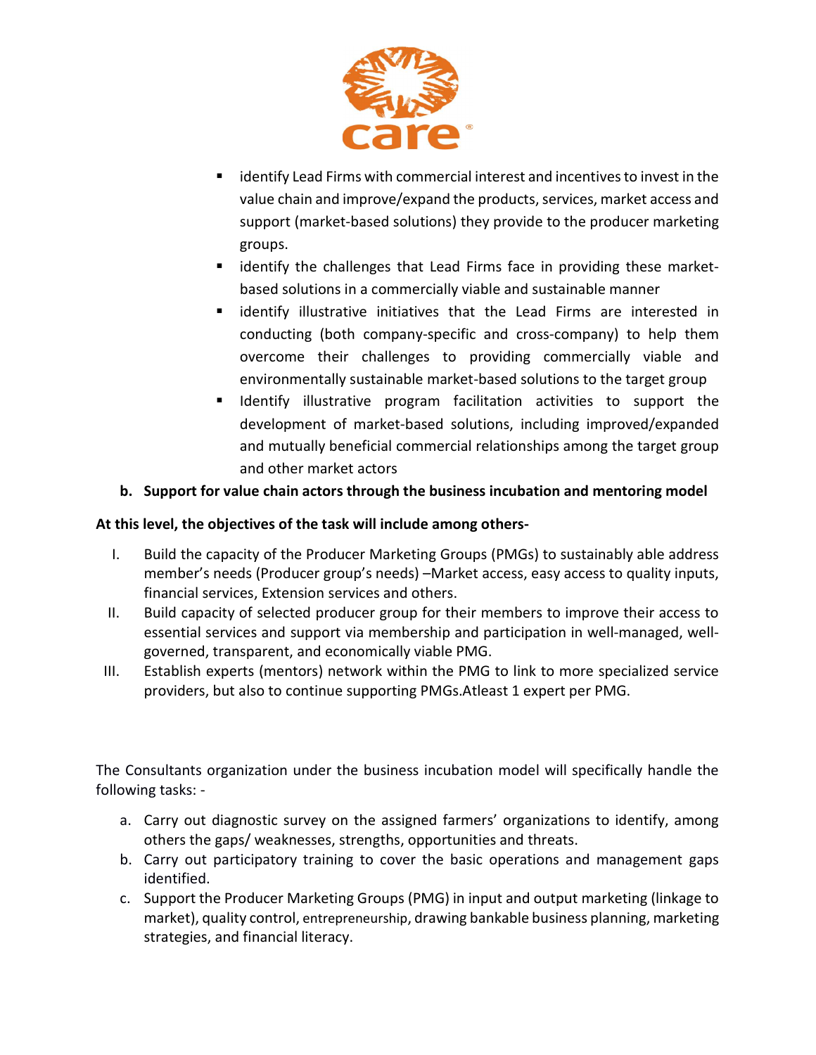- identify Lead Firms with commercial interest and incentives to invest in the value chain and improve/expand the products, services, market access and support (market-based solutions) they provide to the producer marketing groups.
- identify the challenges that Lead Firms face in providing these market-based solutions in a commercially viable and sustainable manner
- identify illustrative initiatives that the Lead Firms are interested in conducting (both company-specific and cross-company) to help them overcome their challenges to providing commercially viable and environmentally sustainable market-based solutions to the target group
- Identify illustrative program facilitation activities to support the development of market-based solutions, including improved/expanded and mutually beneficial commercial relationships among the target group and other market actors

**b. Support for value chain actors through the business incubation and mentoring model**

**At this level, the objectives of the task will include among others-**

I. Build the capacity of the Producer Marketing Groups (PMGs) to sustainably able address member's needs (Producer group's needs) –Market access, easy access to quality inputs, financial services, Extension services and others.
II. Build capacity of selected producer group for their members to improve their access to essential services and support via membership and participation in well-managed, well-governed, transparent, and economically viable PMG.
III. Establish experts (mentors) network within the PMG to link to more specialized service providers, but also to continue supporting PMGs.Atleast 1 expert per PMG.

The Consultants organization under the business incubation model will specifically handle the following tasks: -

a. Carry out diagnostic survey on the assigned farmers' organizations to identify, among others the gaps/ weaknesses, strengths, opportunities and threats.
b. Carry out participatory training to cover the basic operations and management gaps identified.
c. Support the Producer Marketing Groups (PMG) in input and output marketing (linkage to market), quality control, entrepreneurship, drawing bankable business planning, marketing strategies, and financial literacy.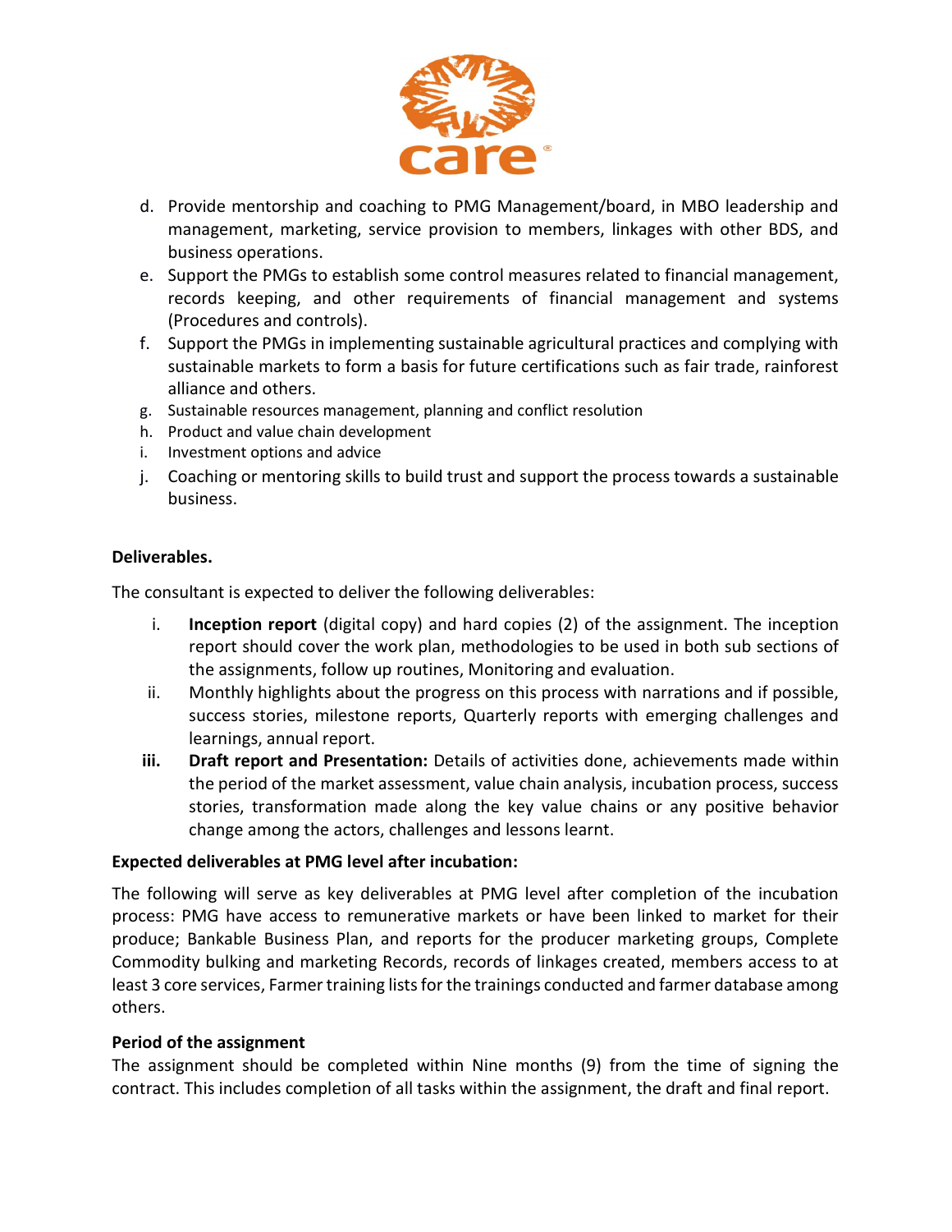d. Provide mentorship and coaching to PMG Management/board, in MBO leadership and management, marketing, service provision to members, linkages with other BDS, and business operations.
e. Support the PMGs to establish some control measures related to financial management, records keeping, and other requirements of financial management and systems (Procedures and controls).
f. Support the PMGs in implementing sustainable agricultural practices and complying with sustainable markets to form a basis for future certifications such as fair trade, rainforest alliance and others.
g. Sustainable resources management, planning and conflict resolution
h. Product and value chain development
i. Investment options and advice
j. Coaching or mentoring skills to build trust and support the process towards a sustainable business.

**Deliverables.**

The consultant is expected to deliver the following deliverables:

i. **Inception report** (digital copy) and hard copies (2) of the assignment. The inception report should cover the work plan, methodologies to be used in both sub sections of the assignments, follow up routines, Monitoring and evaluation.
ii. Monthly highlights about the progress on this process with narrations and if possible, success stories, milestone reports, Quarterly reports with emerging challenges and learnings, annual report.
**iii.** **Draft report and Presentation:** Details of activities done, achievements made within the period of the market assessment, value chain analysis, incubation process, success stories, transformation made along the key value chains or any positive behavior change among the actors, challenges and lessons learnt.

**Expected deliverables at PMG level after incubation:**

The following will serve as key deliverables at PMG level after completion of the incubation process: PMG have access to remunerative markets or have been linked to market for their produce; Bankable Business Plan, and reports for the producer marketing groups, Complete Commodity bulking and marketing Records, records of linkages created, members access to at least 3 core services, Farmer training lists for the trainings conducted and farmer database among others.

**Period of the assignment**

The assignment should be completed within Nine months (9) from the time of signing the contract. This includes completion of all tasks within the assignment, the draft and final report.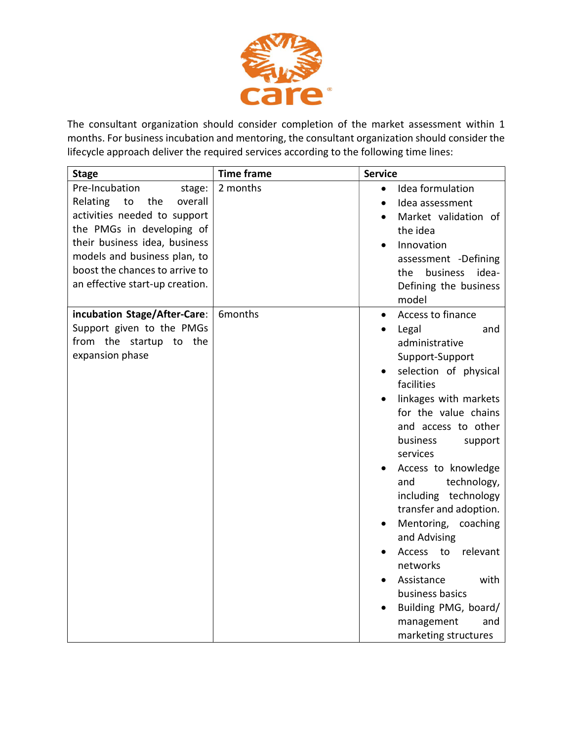The consultant organization should consider completion of the market assessment within 1 months. For business incubation and mentoring, the consultant organization should consider the lifecycle approach deliver the required services according to the following time lines:

| **Stage** | **Time frame** | **Service** |
|---|---|---|
| Pre-Incubation stage: Relating to the overall activities needed to support the PMGs in developing of their business idea, business models and business plan, to boost the chances to arrive to an effective start-up creation. | 2 months | • Idea formulation<br>• Idea assessment<br>• Market validation of the idea<br>• Innovation assessment -Defining the business idea- Defining the business model |
| **incubation Stage/After-Care**: Support given to the PMGs from the startup to the expansion phase | 6months | • Access to finance<br>• Legal and administrative Support-Support<br>• selection of physical facilities<br>• linkages with markets for the value chains and access to other business support services<br>• Access to knowledge and technology, including technology transfer and adoption.<br>• Mentoring, coaching and Advising<br>• Access to relevant networks<br>• Assistance with business basics<br>• Building PMG, board/ management and marketing structures |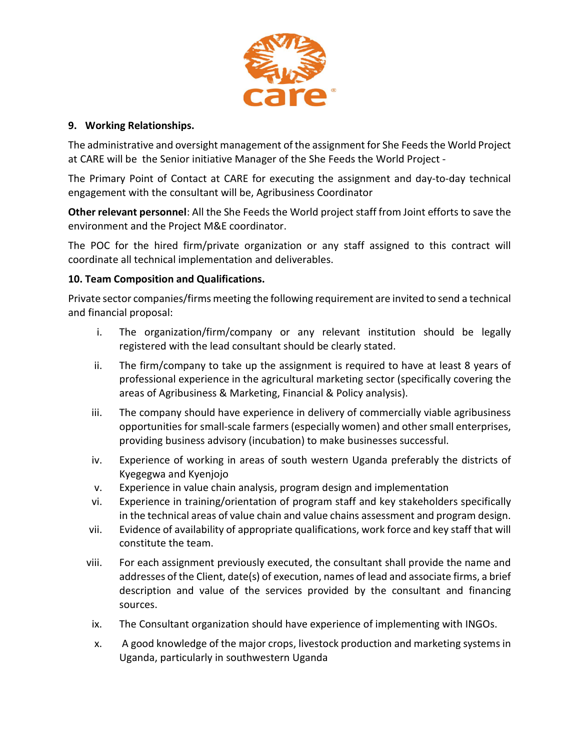### 9. Working Relationships.

The administrative and oversight management of the assignment for She Feeds the World Project at CARE will be the Senior initiative Manager of the She Feeds the World Project -

The Primary Point of Contact at CARE for executing the assignment and day-to-day technical engagement with the consultant will be, Agribusiness Coordinator

**Other relevant personnel**: All the She Feeds the World project staff from Joint efforts to save the environment and the Project M&E coordinator.

The POC for the hired firm/private organization or any staff assigned to this contract will coordinate all technical implementation and deliverables.

### 10. Team Composition and Qualifications.

Private sector companies/firms meeting the following requirement are invited to send a technical and financial proposal:

i. The organization/firm/company or any relevant institution should be legally registered with the lead consultant should be clearly stated.
ii. The firm/company to take up the assignment is required to have at least 8 years of professional experience in the agricultural marketing sector (specifically covering the areas of Agribusiness & Marketing, Financial & Policy analysis).
iii. The company should have experience in delivery of commercially viable agribusiness opportunities for small-scale farmers (especially women) and other small enterprises, providing business advisory (incubation) to make businesses successful.
iv. Experience of working in areas of south western Uganda preferably the districts of Kyegegwa and Kyenjojo
v. Experience in value chain analysis, program design and implementation
vi. Experience in training/orientation of program staff and key stakeholders specifically in the technical areas of value chain and value chains assessment and program design.
vii. Evidence of availability of appropriate qualifications, work force and key staff that will constitute the team.
viii. For each assignment previously executed, the consultant shall provide the name and addresses of the Client, date(s) of execution, names of lead and associate firms, a brief description and value of the services provided by the consultant and financing sources.
ix. The Consultant organization should have experience of implementing with INGOs.
x. A good knowledge of the major crops, livestock production and marketing systems in Uganda, particularly in southwestern Uganda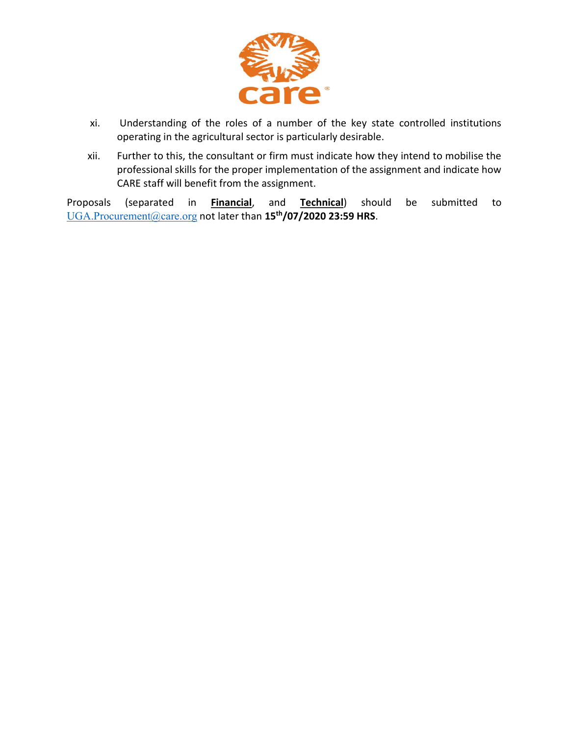xi. Understanding of the roles of a number of the key state controlled institutions operating in the agricultural sector is particularly desirable.

xii. Further to this, the consultant or firm must indicate how they intend to mobilise the professional skills for the proper implementation of the assignment and indicate how CARE staff will benefit from the assignment.

Proposals (separated in **Financial**, and **Technical**) should be submitted to UGA.Procurement@care.org not later than **15th/07/2020 23:59 HRS**.